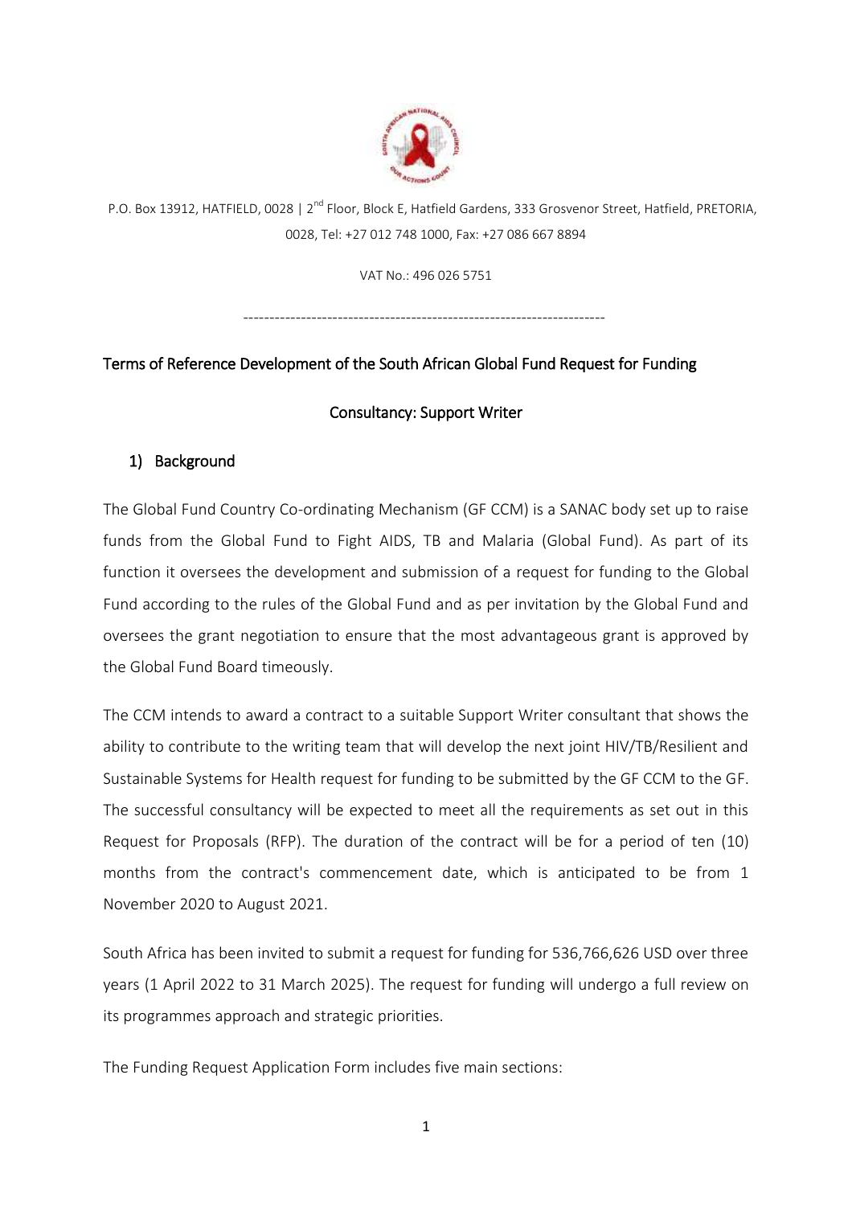P.O. Box 13912, HATFIELD, 0028 | 2nd Floor, Block E, Hatfield Gardens, 333 Grosvenor Street, Hatfield, PRETORIA, 0028, Tel: +27 012 748 1000, Fax: +27 086 667 8894

VAT No.: 496 026 5751

---

Terms of Reference Development of the South African Global Fund Request for Funding

Consultancy: Support Writer

## 1) Background

The Global Fund Country Co-ordinating Mechanism (GF CCM) is a SANAC body set up to raise funds from the Global Fund to Fight AIDS, TB and Malaria (Global Fund). As part of its function it oversees the development and submission of a request for funding to the Global Fund according to the rules of the Global Fund and as per invitation by the Global Fund and oversees the grant negotiation to ensure that the most advantageous grant is approved by the Global Fund Board timeously.

The CCM intends to award a contract to a suitable Support Writer consultant that shows the ability to contribute to the writing team that will develop the next joint HIV/TB/Resilient and Sustainable Systems for Health request for funding to be submitted by the GF CCM to the GF. The successful consultancy will be expected to meet all the requirements as set out in this Request for Proposals (RFP). The duration of the contract will be for a period of ten (10) months from the contract's commencement date, which is anticipated to be from 1 November 2020 to August 2021.

South Africa has been invited to submit a request for funding for 536,766,626 USD over three years (1 April 2022 to 31 March 2025). The request for funding will undergo a full review on its programmes approach and strategic priorities.

The Funding Request Application Form includes five main sections: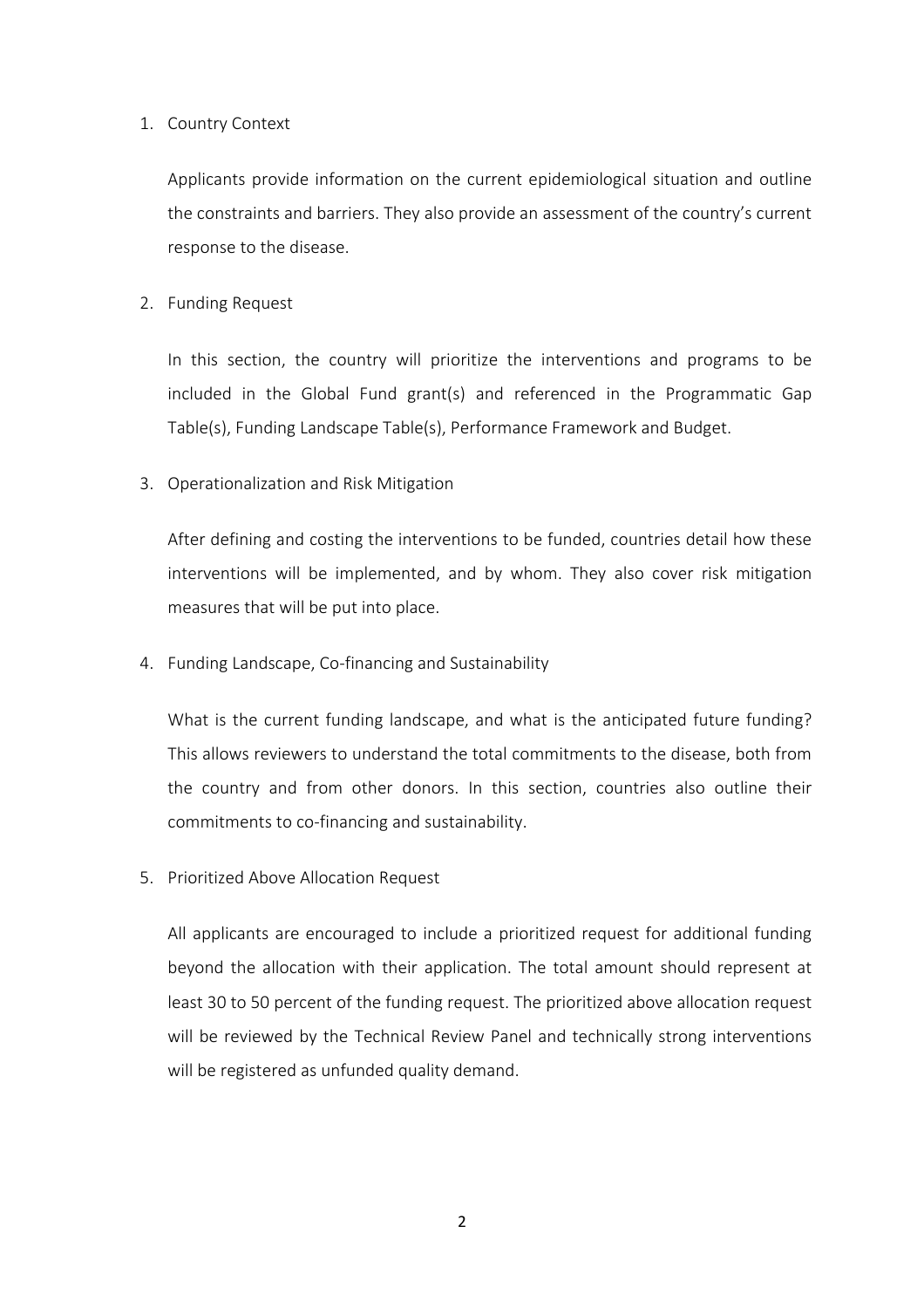1. Country Context

   Applicants provide information on the current epidemiological situation and outline the constraints and barriers. They also provide an assessment of the country's current response to the disease.

2. Funding Request

   In this section, the country will prioritize the interventions and programs to be included in the Global Fund grant(s) and referenced in the Programmatic Gap Table(s), Funding Landscape Table(s), Performance Framework and Budget.

3. Operationalization and Risk Mitigation

   After defining and costing the interventions to be funded, countries detail how these interventions will be implemented, and by whom. They also cover risk mitigation measures that will be put into place.

4. Funding Landscape, Co-financing and Sustainability

   What is the current funding landscape, and what is the anticipated future funding? This allows reviewers to understand the total commitments to the disease, both from the country and from other donors. In this section, countries also outline their commitments to co-financing and sustainability.

5. Prioritized Above Allocation Request

   All applicants are encouraged to include a prioritized request for additional funding beyond the allocation with their application. The total amount should represent at least 30 to 50 percent of the funding request. The prioritized above allocation request will be reviewed by the Technical Review Panel and technically strong interventions will be registered as unfunded quality demand.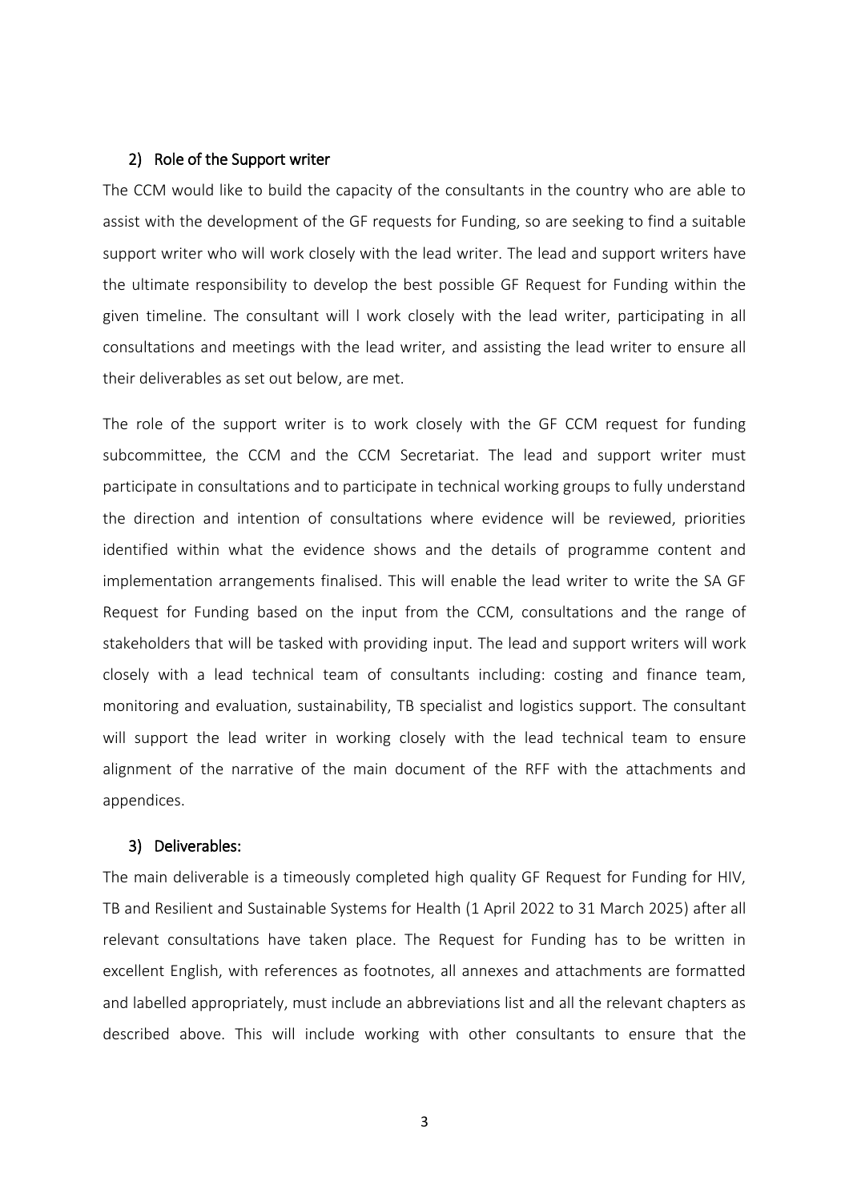### 2) Role of the Support writer

The CCM would like to build the capacity of the consultants in the country who are able to assist with the development of the GF requests for Funding, so are seeking to find a suitable support writer who will work closely with the lead writer. The lead and support writers have the ultimate responsibility to develop the best possible GF Request for Funding within the given timeline. The consultant will l work closely with the lead writer, participating in all consultations and meetings with the lead writer, and assisting the lead writer to ensure all their deliverables as set out below, are met.

The role of the support writer is to work closely with the GF CCM request for funding subcommittee, the CCM and the CCM Secretariat. The lead and support writer must participate in consultations and to participate in technical working groups to fully understand the direction and intention of consultations where evidence will be reviewed, priorities identified within what the evidence shows and the details of programme content and implementation arrangements finalised. This will enable the lead writer to write the SA GF Request for Funding based on the input from the CCM, consultations and the range of stakeholders that will be tasked with providing input. The lead and support writers will work closely with a lead technical team of consultants including: costing and finance team, monitoring and evaluation, sustainability, TB specialist and logistics support. The consultant will support the lead writer in working closely with the lead technical team to ensure alignment of the narrative of the main document of the RFF with the attachments and appendices.

### 3) Deliverables:

The main deliverable is a timeously completed high quality GF Request for Funding for HIV, TB and Resilient and Sustainable Systems for Health (1 April 2022 to 31 March 2025) after all relevant consultations have taken place. The Request for Funding has to be written in excellent English, with references as footnotes, all annexes and attachments are formatted and labelled appropriately, must include an abbreviations list and all the relevant chapters as described above. This will include working with other consultants to ensure that the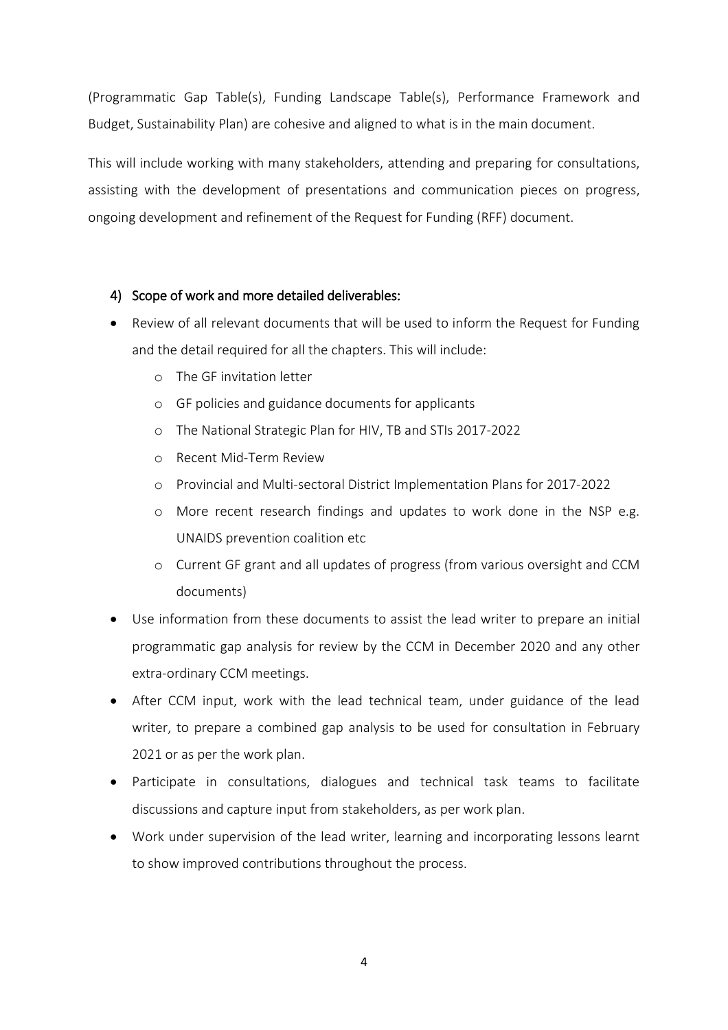(Programmatic Gap Table(s), Funding Landscape Table(s), Performance Framework and Budget, Sustainability Plan) are cohesive and aligned to what is in the main document.

This will include working with many stakeholders, attending and preparing for consultations, assisting with the development of presentations and communication pieces on progress, ongoing development and refinement of the Request for Funding (RFF) document.

## 4) Scope of work and more detailed deliverables:

- Review of all relevant documents that will be used to inform the Request for Funding and the detail required for all the chapters. This will include:
    - The GF invitation letter
    - GF policies and guidance documents for applicants
    - The National Strategic Plan for HIV, TB and STIs 2017-2022
    - Recent Mid-Term Review
    - Provincial and Multi-sectoral District Implementation Plans for 2017-2022
    - More recent research findings and updates to work done in the NSP e.g. UNAIDS prevention coalition etc
    - Current GF grant and all updates of progress (from various oversight and CCM documents)
- Use information from these documents to assist the lead writer to prepare an initial programmatic gap analysis for review by the CCM in December 2020 and any other extra-ordinary CCM meetings.
- After CCM input, work with the lead technical team, under guidance of the lead writer, to prepare a combined gap analysis to be used for consultation in February 2021 or as per the work plan.
- Participate in consultations, dialogues and technical task teams to facilitate discussions and capture input from stakeholders, as per work plan.
- Work under supervision of the lead writer, learning and incorporating lessons learnt to show improved contributions throughout the process.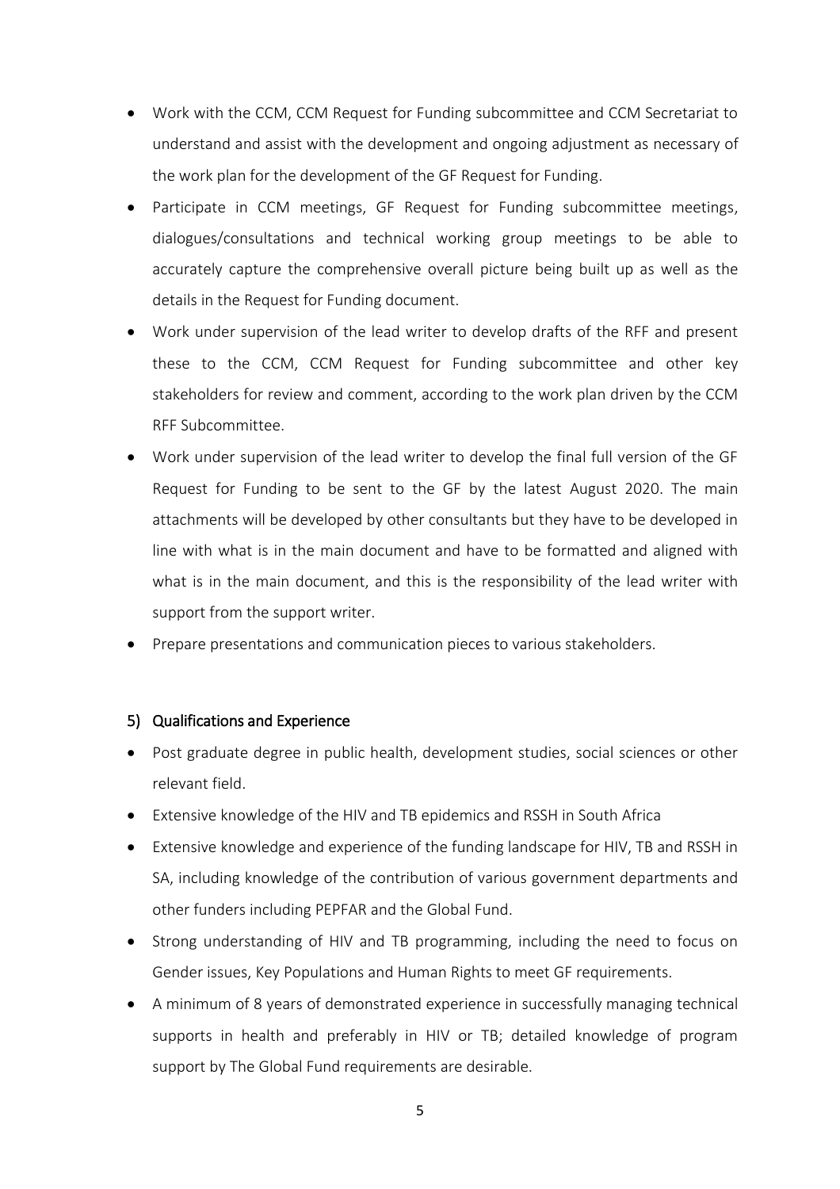- Work with the CCM, CCM Request for Funding subcommittee and CCM Secretariat to understand and assist with the development and ongoing adjustment as necessary of the work plan for the development of the GF Request for Funding.
- Participate in CCM meetings, GF Request for Funding subcommittee meetings, dialogues/consultations and technical working group meetings to be able to accurately capture the comprehensive overall picture being built up as well as the details in the Request for Funding document.
- Work under supervision of the lead writer to develop drafts of the RFF and present these to the CCM, CCM Request for Funding subcommittee and other key stakeholders for review and comment, according to the work plan driven by the CCM RFF Subcommittee.
- Work under supervision of the lead writer to develop the final full version of the GF Request for Funding to be sent to the GF by the latest August 2020. The main attachments will be developed by other consultants but they have to be developed in line with what is in the main document and have to be formatted and aligned with what is in the main document, and this is the responsibility of the lead writer with support from the support writer.
- Prepare presentations and communication pieces to various stakeholders.

## 5) Qualifications and Experience

- Post graduate degree in public health, development studies, social sciences or other relevant field.
- Extensive knowledge of the HIV and TB epidemics and RSSH in South Africa
- Extensive knowledge and experience of the funding landscape for HIV, TB and RSSH in SA, including knowledge of the contribution of various government departments and other funders including PEPFAR and the Global Fund.
- Strong understanding of HIV and TB programming, including the need to focus on Gender issues, Key Populations and Human Rights to meet GF requirements.
- A minimum of 8 years of demonstrated experience in successfully managing technical supports in health and preferably in HIV or TB; detailed knowledge of program support by The Global Fund requirements are desirable.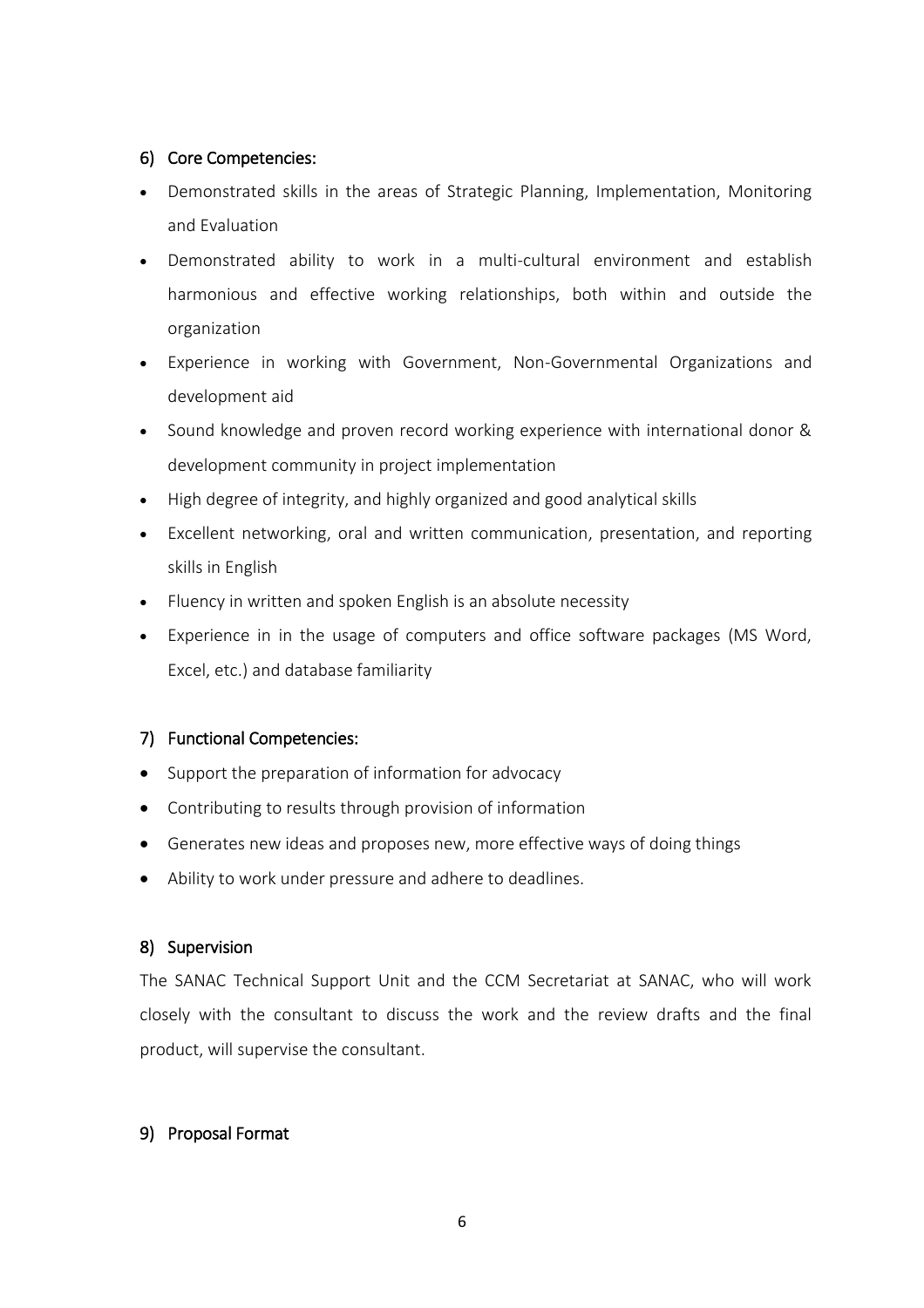## 6) Core Competencies:

- Demonstrated skills in the areas of Strategic Planning, Implementation, Monitoring and Evaluation
- Demonstrated ability to work in a multi-cultural environment and establish harmonious and effective working relationships, both within and outside the organization
- Experience in working with Government, Non-Governmental Organizations and development aid
- Sound knowledge and proven record working experience with international donor & development community in project implementation
- High degree of integrity, and highly organized and good analytical skills
- Excellent networking, oral and written communication, presentation, and reporting skills in English
- Fluency in written and spoken English is an absolute necessity
- Experience in in the usage of computers and office software packages (MS Word, Excel, etc.) and database familiarity

## 7) Functional Competencies:

- Support the preparation of information for advocacy
- Contributing to results through provision of information
- Generates new ideas and proposes new, more effective ways of doing things
- Ability to work under pressure and adhere to deadlines.

## 8) Supervision

The SANAC Technical Support Unit and the CCM Secretariat at SANAC, who will work closely with the consultant to discuss the work and the review drafts and the final product, will supervise the consultant.

## 9) Proposal Format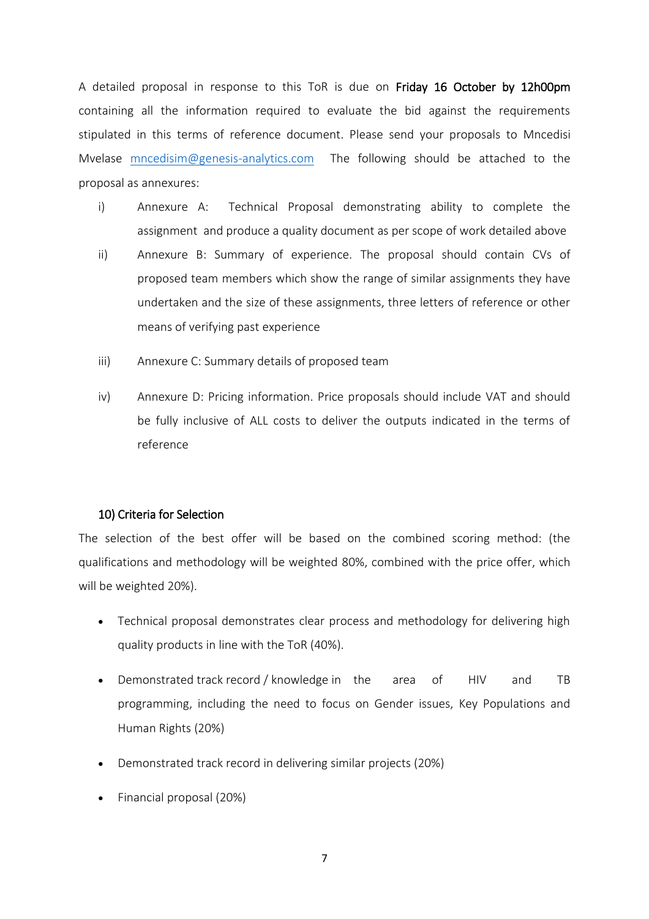A detailed proposal in response to this ToR is due on **Friday 16 October by 12h00pm** containing all the information required to evaluate the bid against the requirements stipulated in this terms of reference document. Please send your proposals to Mncedisi Mvelase mncedisim@genesis-analytics.com The following should be attached to the proposal as annexures:

i) Annexure A: Technical Proposal demonstrating ability to complete the assignment and produce a quality document as per scope of work detailed above

ii) Annexure B: Summary of experience. The proposal should contain CVs of proposed team members which show the range of similar assignments they have undertaken and the size of these assignments, three letters of reference or other means of verifying past experience

iii) Annexure C: Summary details of proposed team

iv) Annexure D: Pricing information. Price proposals should include VAT and should be fully inclusive of ALL costs to deliver the outputs indicated in the terms of reference

## 10) Criteria for Selection

The selection of the best offer will be based on the combined scoring method: (the qualifications and methodology will be weighted 80%, combined with the price offer, which will be weighted 20%).

- Technical proposal demonstrates clear process and methodology for delivering high quality products in line with the ToR (40%).
- Demonstrated track record / knowledge in the area of HIV and TB programming, including the need to focus on Gender issues, Key Populations and Human Rights (20%)
- Demonstrated track record in delivering similar projects (20%)
- Financial proposal (20%)